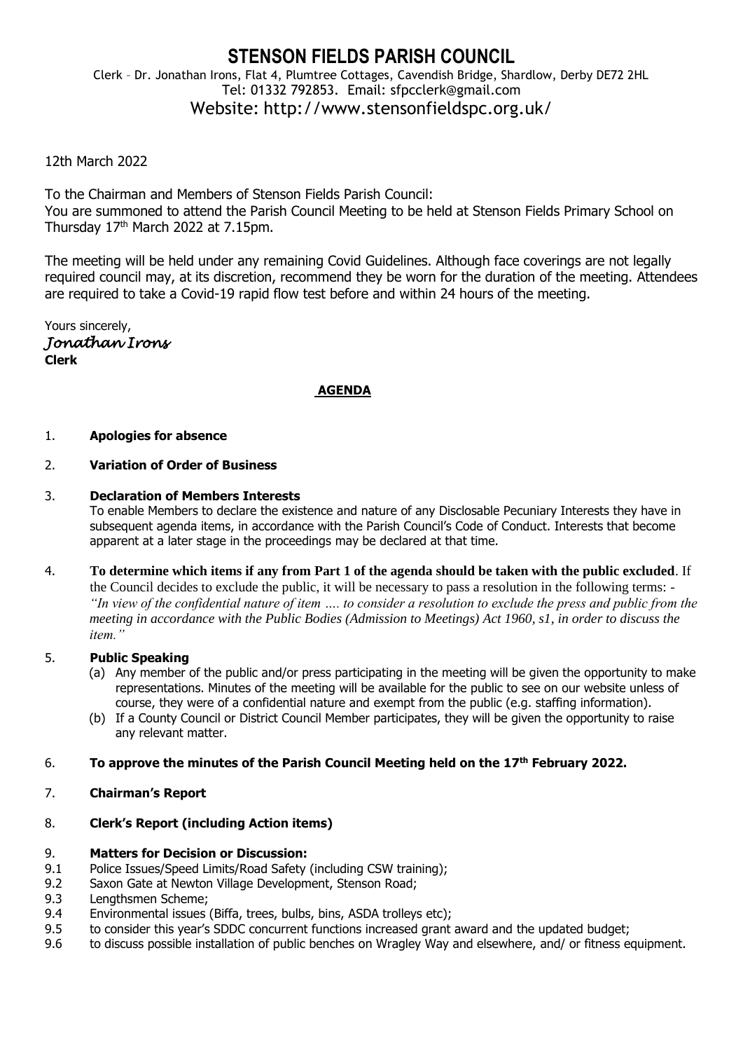# STENSON FIELDS PARISH COUNCIL

Clerk – Dr. Jonathan Irons, Flat 4, Plumtree Cottages, Cavendish Bridge, Shardlow, Derby DE72 2HL
Tel: 01332 792853. Email: sfpcclerk@gmail.com
Website: http://www.stensonfieldspc.org.uk/

12th March 2022

To the Chairman and Members of Stenson Fields Parish Council:
You are summoned to attend the Parish Council Meeting to be held at Stenson Fields Primary School on Thursday 17th March 2022 at 7.15pm.

The meeting will be held under any remaining Covid Guidelines. Although face coverings are not legally required council may, at its discretion, recommend they be worn for the duration of the meeting. Attendees are required to take a Covid-19 rapid flow test before and within 24 hours of the meeting.

Yours sincerely,
*Jonathan Irons*
**Clerk**

## AGENDA

1. **Apologies for absence**

2. **Variation of Order of Business**

3. **Declaration of Members Interests**
   To enable Members to declare the existence and nature of any Disclosable Pecuniary Interests they have in subsequent agenda items, in accordance with the Parish Council's Code of Conduct. Interests that become apparent at a later stage in the proceedings may be declared at that time.

4. **To determine which items if any from Part 1 of the agenda should be taken with the public excluded**. If the Council decides to exclude the public, it will be necessary to pass a resolution in the following terms: - *"In view of the confidential nature of item …. to consider a resolution to exclude the press and public from the meeting in accordance with the Public Bodies (Admission to Meetings) Act 1960, s1, in order to discuss the item."*

5. **Public Speaking**
   (a) Any member of the public and/or press participating in the meeting will be given the opportunity to make representations. Minutes of the meeting will be available for the public to see on our website unless of course, they were of a confidential nature and exempt from the public (e.g. staffing information).
   (b) If a County Council or District Council Member participates, they will be given the opportunity to raise any relevant matter.

6. **To approve the minutes of the Parish Council Meeting held on the 17th February 2022.**

7. **Chairman's Report**

8. **Clerk's Report (including Action items)**

9. **Matters for Decision or Discussion:**

9.1 Police Issues/Speed Limits/Road Safety (including CSW training);
9.2 Saxon Gate at Newton Village Development, Stenson Road;
9.3 Lengthsmen Scheme;
9.4 Environmental issues (Biffa, trees, bulbs, bins, ASDA trolleys etc);
9.5 to consider this year's SDDC concurrent functions increased grant award and the updated budget;
9.6 to discuss possible installation of public benches on Wragley Way and elsewhere, and/ or fitness equipment.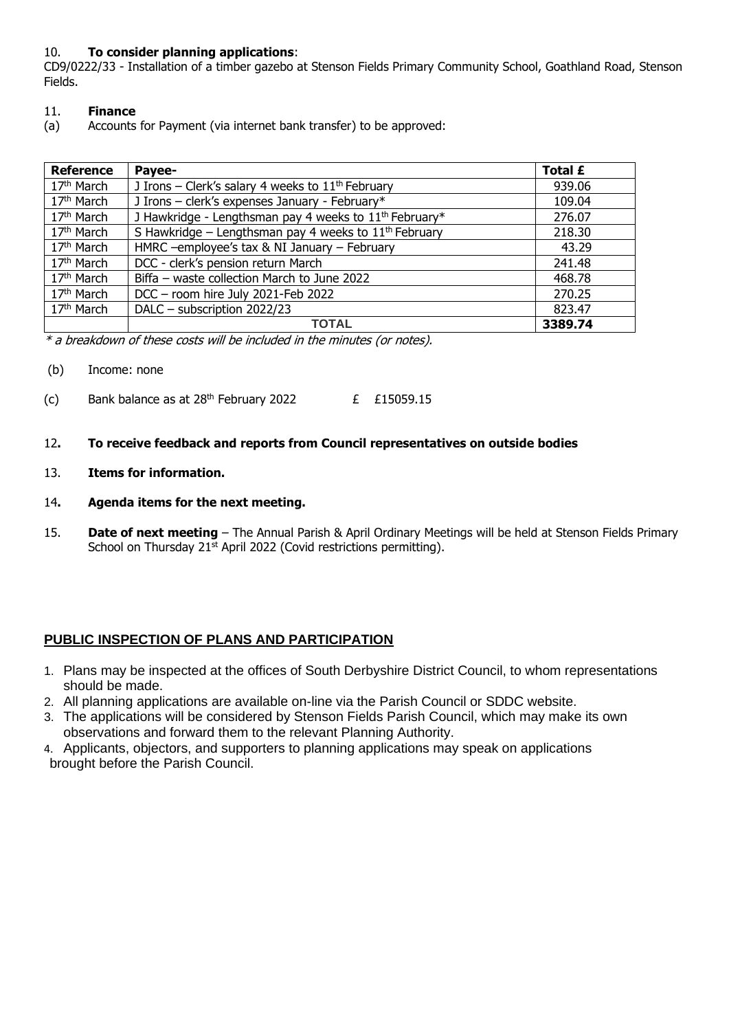10. **To consider planning applications**:
CD9/0222/33 - Installation of a timber gazebo at Stenson Fields Primary Community School, Goathland Road, Stenson Fields.

11. **Finance**
(a) Accounts for Payment (via internet bank transfer) to be approved:

| **Reference** | **Payee-** | **Total £** |
|---|---|---|
| 17th March | J Irons – Clerk's salary 4 weeks to 11th February | 939.06 |
| 17th March | J Irons – clerk's expenses January - February* | 109.04 |
| 17th March | J Hawkridge - Lengthsman pay 4 weeks to 11th February* | 276.07 |
| 17th March | S Hawkridge – Lengthsman pay 4 weeks to 11th February | 218.30 |
| 17th March | HMRC –employee's tax & NI January – February | 43.29 |
| 17th March | DCC - clerk's pension return March | 241.48 |
| 17th March | Biffa – waste collection March to June 2022 | 468.78 |
| 17th March | DCC – room hire July 2021-Feb 2022 | 270.25 |
| 17th March | DALC – subscription 2022/23 | 823.47 |
| | **TOTAL** | **3389.74** |

*\* a breakdown of these costs will be included in the minutes (or notes).*

(b) Income: none

(c) Bank balance as at 28th February 2022 £ £15059.15

12. **To receive feedback and reports from Council representatives on outside bodies**

13. **Items for information.**

14. **Agenda items for the next meeting.**

15. **Date of next meeting** – The Annual Parish & April Ordinary Meetings will be held at Stenson Fields Primary School on Thursday 21st April 2022 (Covid restrictions permitting).

## PUBLIC INSPECTION OF PLANS AND PARTICIPATION

1. Plans may be inspected at the offices of South Derbyshire District Council, to whom representations should be made.
2. All planning applications are available on-line via the Parish Council or SDDC website.
3. The applications will be considered by Stenson Fields Parish Council, which may make its own observations and forward them to the relevant Planning Authority.
4. Applicants, objectors, and supporters to planning applications may speak on applications brought before the Parish Council.